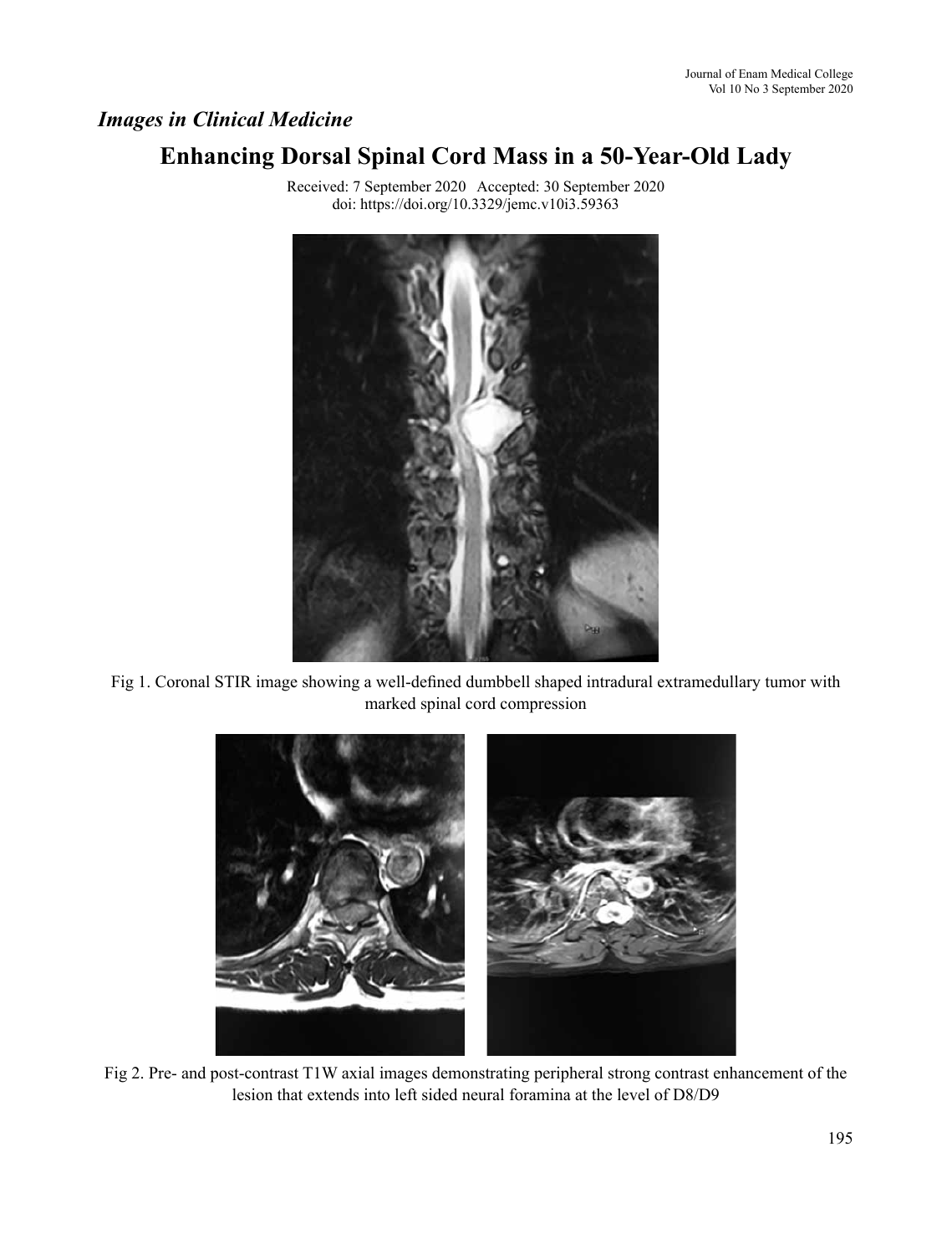*Images in Clinical Medicine*

# Enhancing Dorsal Spinal Cord Mass in a 50-Year-Old Lady

Received: 7 September 2020 Accepted: 30 September 2020
doi: https://doi.org/10.3329/jemc.v10i3.59363

Fig 1. Coronal STIR image showing a well-defined dumbbell shaped intradural extramedullary tumor with marked spinal cord compression

Fig 2. Pre- and post-contrast T1W axial images demonstrating peripheral strong contrast enhancement of the lesion that extends into left sided neural foramina at the level of D8/D9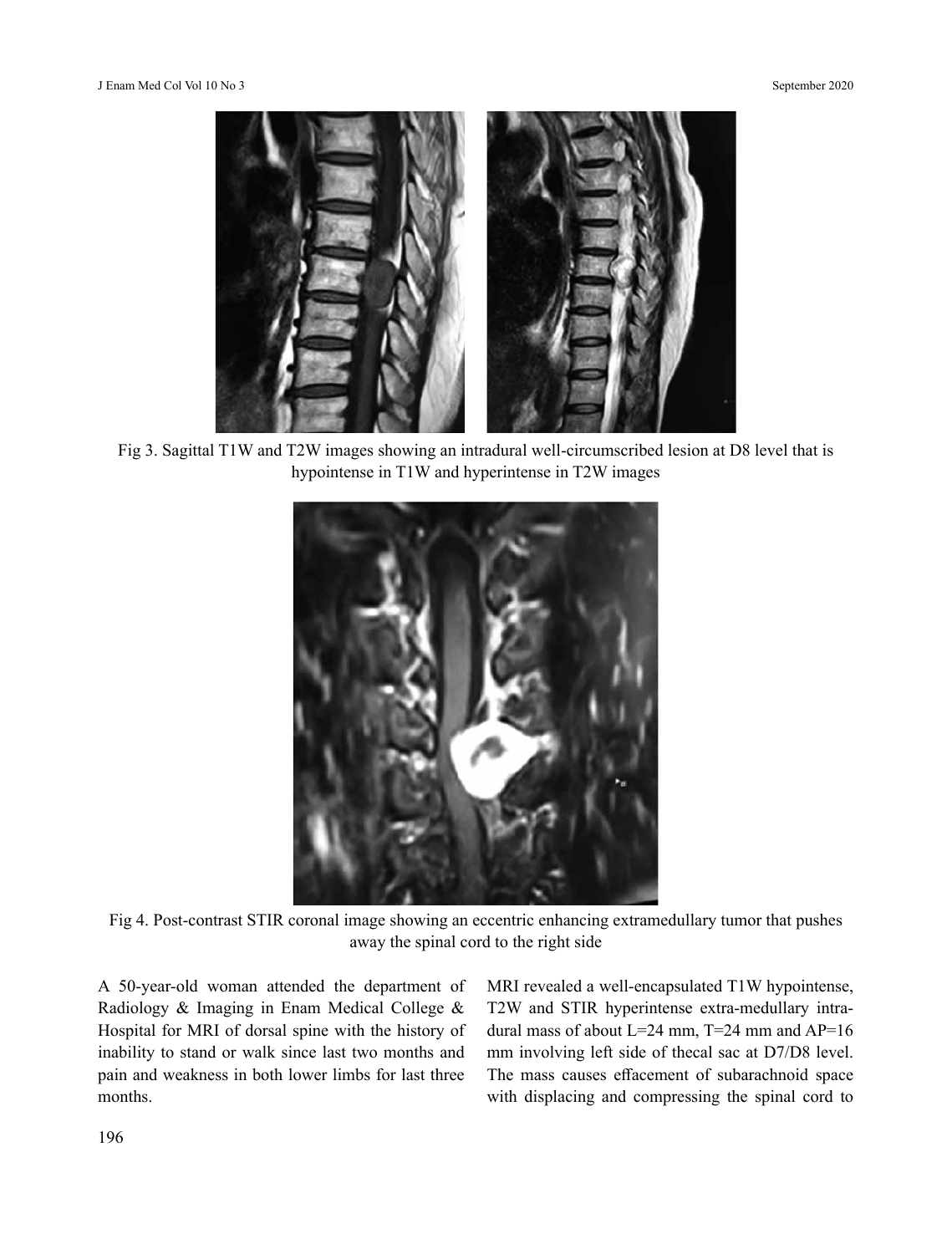Fig 3. Sagittal T1W and T2W images showing an intradural well-circumscribed lesion at D8 level that is hypointense in T1W and hyperintense in T2W images

Fig 4. Post-contrast STIR coronal image showing an eccentric enhancing extramedullary tumor that pushes away the spinal cord to the right side

A 50-year-old woman attended the department of Radiology & Imaging in Enam Medical College & Hospital for MRI of dorsal spine with the history of inability to stand or walk since last two months and pain and weakness in both lower limbs for last three months.

MRI revealed a well-encapsulated T1W hypointense, T2W and STIR hyperintense extra-medullary intra-dural mass of about L=24 mm, T=24 mm and AP=16 mm involving left side of thecal sac at D7/D8 level. The mass causes effacement of subarachnoid space with displacing and compressing the spinal cord to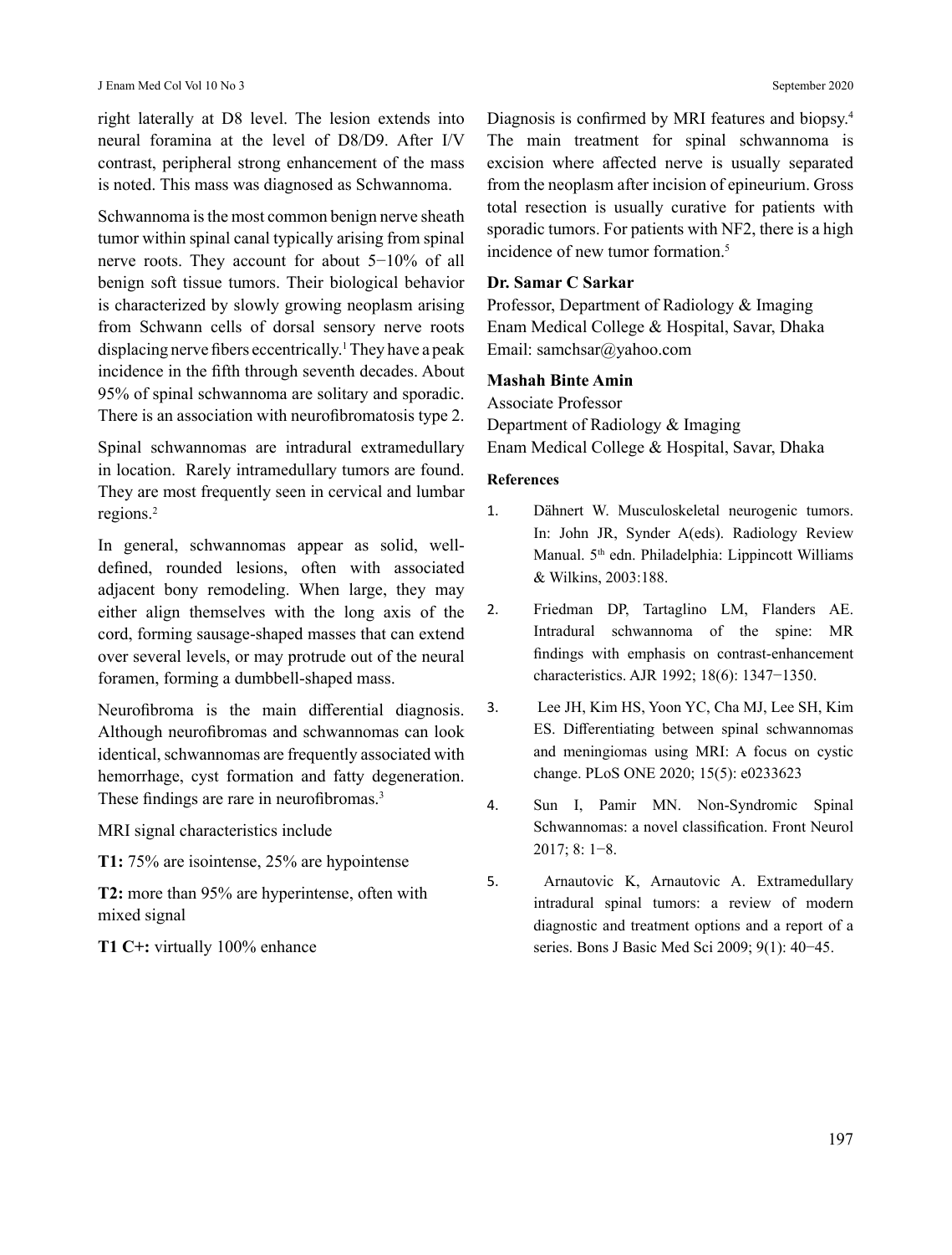right laterally at D8 level. The lesion extends into neural foramina at the level of D8/D9. After I/V contrast, peripheral strong enhancement of the mass is noted. This mass was diagnosed as Schwannoma.

Schwannoma is the most common benign nerve sheath tumor within spinal canal typically arising from spinal nerve roots. They account for about 5−10% of all benign soft tissue tumors. Their biological behavior is characterized by slowly growing neoplasm arising from Schwann cells of dorsal sensory nerve roots displacing nerve fibers eccentrically.[1] They have a peak incidence in the fifth through seventh decades. About 95% of spinal schwannoma are solitary and sporadic. There is an association with neurofibromatosis type 2.

Spinal schwannomas are intradural extramedullary in location. Rarely intramedullary tumors are found. They are most frequently seen in cervical and lumbar regions.[2]

In general, schwannomas appear as solid, well-defined, rounded lesions, often with associated adjacent bony remodeling. When large, they may either align themselves with the long axis of the cord, forming sausage-shaped masses that can extend over several levels, or may protrude out of the neural foramen, forming a dumbbell-shaped mass.

Neurofibroma is the main differential diagnosis. Although neurofibromas and schwannomas can look identical, schwannomas are frequently associated with hemorrhage, cyst formation and fatty degeneration. These findings are rare in neurofibromas.[3]

MRI signal characteristics include

**T1:** 75% are isointense, 25% are hypointense

**T2:** more than 95% are hyperintense, often with mixed signal

**T1 C+:** virtually 100% enhance

Diagnosis is confirmed by MRI features and biopsy.[4] The main treatment for spinal schwannoma is excision where affected nerve is usually separated from the neoplasm after incision of epineurium. Gross total resection is usually curative for patients with sporadic tumors. For patients with NF2, there is a high incidence of new tumor formation.[5]

**Dr. Samar C Sarkar**
Professor, Department of Radiology & Imaging
Enam Medical College & Hospital, Savar, Dhaka
Email: samchsar@yahoo.com

**Mashah Binte Amin**
Associate Professor
Department of Radiology & Imaging
Enam Medical College & Hospital, Savar, Dhaka

**References**

1. Dähnert W. Musculoskeletal neurogenic tumors. In: John JR, Synder A(eds). Radiology Review Manual. 5th edn. Philadelphia: Lippincott Williams & Wilkins, 2003:188.
2. Friedman DP, Tartaglino LM, Flanders AE. Intradural schwannoma of the spine: MR findings with emphasis on contrast-enhancement characteristics. AJR 1992; 18(6): 1347−1350.
3. Lee JH, Kim HS, Yoon YC, Cha MJ, Lee SH, Kim ES. Differentiating between spinal schwannomas and meningiomas using MRI: A focus on cystic change. PLoS ONE 2020; 15(5): e0233623
4. Sun I, Pamir MN. Non-Syndromic Spinal Schwannomas: a novel classification. Front Neurol 2017; 8: 1−8.
5. Arnautovic K, Arnautovic A. Extramedullary intradural spinal tumors: a review of modern diagnostic and treatment options and a report of a series. Bons J Basic Med Sci 2009; 9(1): 40−45.